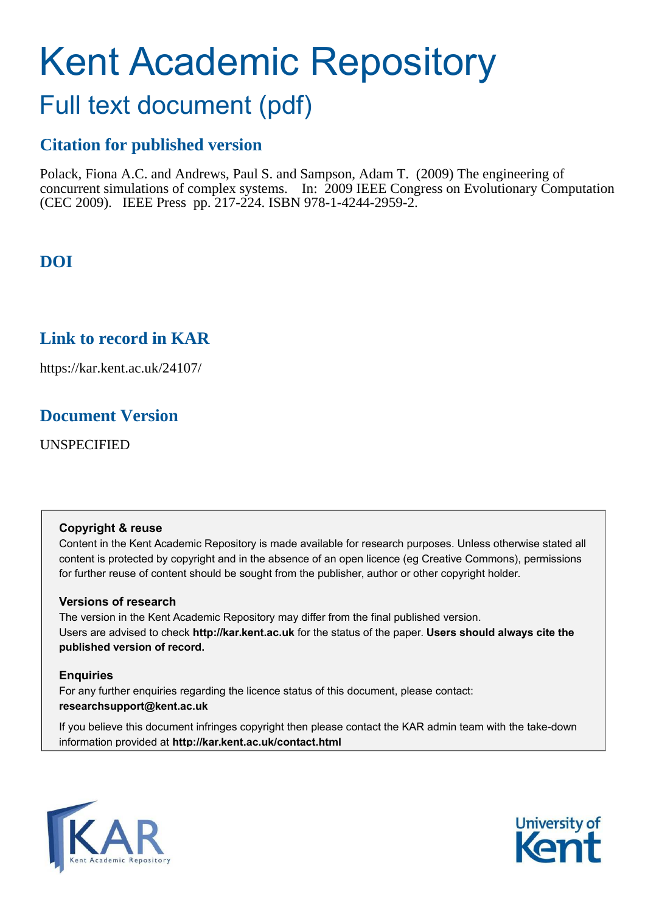# Kent Academic Repository

## Full text document (pdf)

### Citation for published version

Polack, Fiona A.C. and Andrews, Paul S. and Sampson, Adam T. (2009) The engineering of concurrent simulations of complex systems. In: 2009 IEEE Congress on Evolutionary Computation (CEC 2009). IEEE Press pp. 217-224. ISBN 978-1-4244-2959-2.

### DOI

### Link to record in KAR

https://kar.kent.ac.uk/24107/

### Document Version

UNSPECIFIED

**Copyright & reuse**

Content in the Kent Academic Repository is made available for research purposes. Unless otherwise stated all content is protected by copyright and in the absence of an open licence (eg Creative Commons), permissions for further reuse of content should be sought from the publisher, author or other copyright holder.

**Versions of research**

The version in the Kent Academic Repository may differ from the final published version. Users are advised to check **http://kar.kent.ac.uk** for the status of the paper. **Users should always cite the published version of record.**

**Enquiries**

For any further enquiries regarding the licence status of this document, please contact: **researchsupport@kent.ac.uk**

If you believe this document infringes copyright then please contact the KAR admin team with the take-down information provided at **http://kar.kent.ac.uk/contact.html**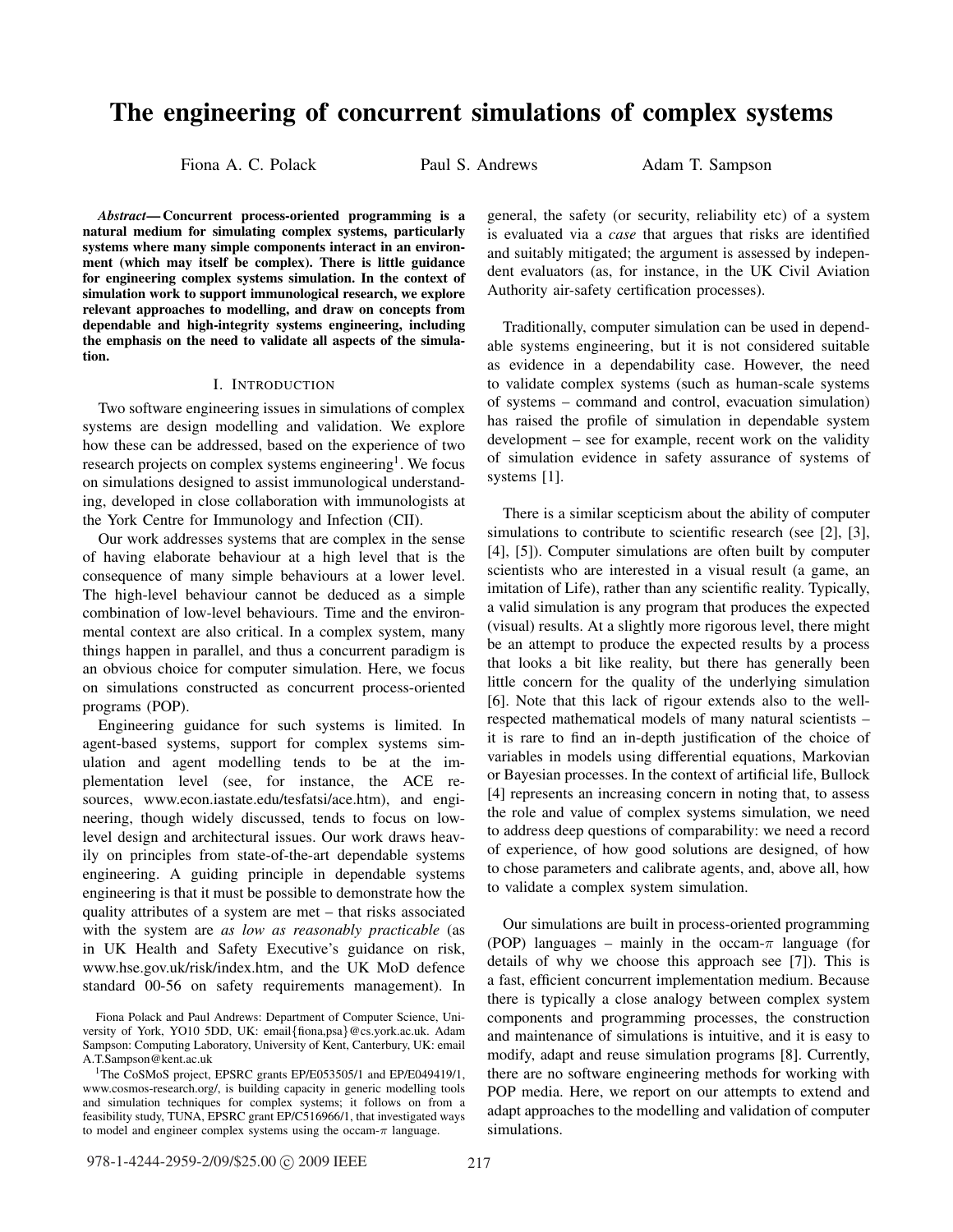# The engineering of concurrent simulations of complex systems

Fiona A. C. Polack  Paul S. Andrews  Adam T. Sampson

***Abstract*— Concurrent process-oriented programming is a natural medium for simulating complex systems, particularly systems where many simple components interact in an environment (which may itself be complex). There is little guidance for engineering complex systems simulation. In the context of simulation work to support immunological research, we explore relevant approaches to modelling, and draw on concepts from dependable and high-integrity systems engineering, including the emphasis on the need to validate all aspects of the simulation.**

## I. Introduction

Two software engineering issues in simulations of complex systems are design modelling and validation. We explore how these can be addressed, based on the experience of two research projects on complex systems engineering[1]. We focus on simulations designed to assist immunological understanding, developed in close collaboration with immunologists at the York Centre for Immunology and Infection (CII).

Our work addresses systems that are complex in the sense of having elaborate behaviour at a high level that is the consequence of many simple behaviours at a lower level. The high-level behaviour cannot be deduced as a simple combination of low-level behaviours. Time and the environmental context are also critical. In a complex system, many things happen in parallel, and thus a concurrent paradigm is an obvious choice for computer simulation. Here, we focus on simulations constructed as concurrent process-oriented programs (POP).

Engineering guidance for such systems is limited. In agent-based systems, support for complex systems simulation and agent modelling tends to be at the implementation level (see, for instance, the ACE resources, www.econ.iastate.edu/tesfatsi/ace.htm), and engineering, though widely discussed, tends to focus on low-level design and architectural issues. Our work draws heavily on principles from state-of-the-art dependable systems engineering. A guiding principle in dependable systems engineering is that it must be possible to demonstrate how the quality attributes of a system are met – that risks associated with the system are *as low as reasonably practicable* (as in UK Health and Safety Executive's guidance on risk, www.hse.gov.uk/risk/index.htm, and the UK MoD defence standard 00-56 on safety requirements management). In general, the safety (or security, reliability etc) of a system is evaluated via a *case* that argues that risks are identified and suitably mitigated; the argument is assessed by independent evaluators (as, for instance, in the UK Civil Aviation Authority air-safety certification processes).

Traditionally, computer simulation can be used in dependable systems engineering, but it is not considered suitable as evidence in a dependability case. However, the need to validate complex systems (such as human-scale systems of systems – command and control, evacuation simulation) has raised the profile of simulation in dependable system development – see for example, recent work on the validity of simulation evidence in safety assurance of systems of systems [1].

There is a similar scepticism about the ability of computer simulations to contribute to scientific research (see [2], [3], [4], [5]). Computer simulations are often built by computer scientists who are interested in a visual result (a game, an imitation of Life), rather than any scientific reality. Typically, a valid simulation is any program that produces the expected (visual) results. At a slightly more rigorous level, there might be an attempt to produce the expected results by a process that looks a bit like reality, but there has generally been little concern for the quality of the underlying simulation [6]. Note that this lack of rigour extends also to the well-respected mathematical models of many natural scientists – it is rare to find an in-depth justification of the choice of variables in models using differential equations, Markovian or Bayesian processes. In the context of artificial life, Bullock [4] represents an increasing concern in noting that, to assess the role and value of complex systems simulation, we need to address deep questions of comparability: we need a record of experience, of how good solutions are designed, of how to chose parameters and calibrate agents, and, above all, how to validate a complex system simulation.

Our simulations are built in process-oriented programming (POP) languages – mainly in the occam-$\pi$ language (for details of why we choose this approach see [7]). This is a fast, efficient concurrent implementation medium. Because there is typically a close analogy between complex system components and programming processes, the construction and maintenance of simulations is intuitive, and it is easy to modify, adapt and reuse simulation programs [8]. Currently, there are no software engineering methods for working with POP media. Here, we report on our attempts to extend and adapt approaches to the modelling and validation of computer simulations.

Fiona Polack and Paul Andrews: Department of Computer Science, University of York, YO10 5DD, UK: email{fiona,psa}@cs.york.ac.uk. Adam Sampson: Computing Laboratory, University of Kent, Canterbury, UK: email A.T.Sampson@kent.ac.uk

[1] The CoSMoS project, EPSRC grants EP/E053505/1 and EP/E049419/1, www.cosmos-research.org/, is building capacity in generic modelling tools and simulation techniques for complex systems; it follows on from a feasibility study, TUNA, EPSRC grant EP/C516966/1, that investigated ways to model and engineer complex systems using the occam-$\pi$ language.

978-1-4244-2959-2/09/$25.00 © 2009 IEEE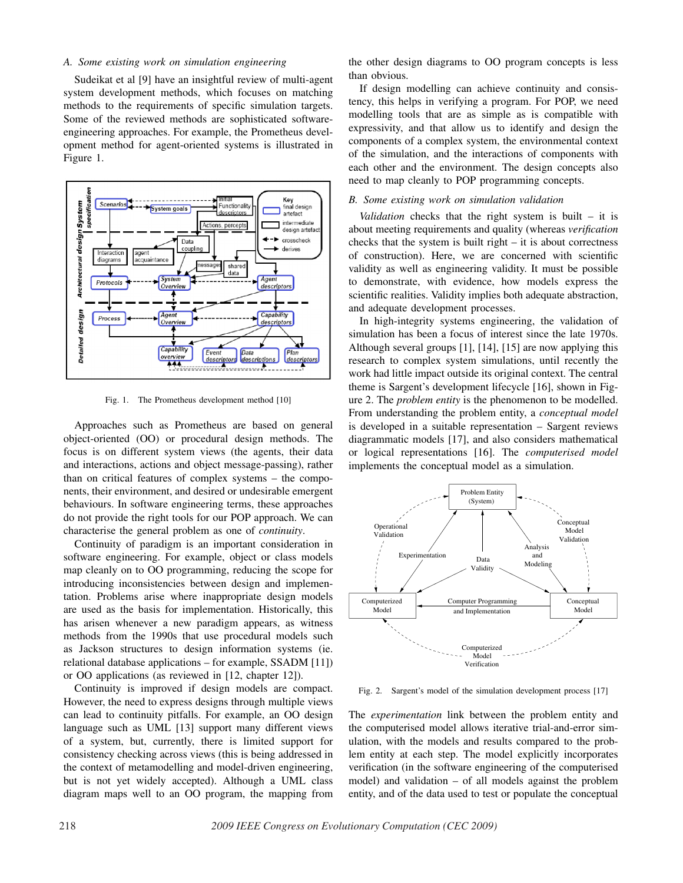### A. Some existing work on simulation engineering

Sudeikat et al [9] have an insightful review of multi-agent system development methods, which focuses on matching methods to the requirements of specific simulation targets. Some of the reviewed methods are sophisticated software-engineering approaches. For example, the Prometheus development method for agent-oriented systems is illustrated in Figure 1.

Fig. 1. The Prometheus development method [10]

Approaches such as Prometheus are based on general object-oriented (OO) or procedural design methods. The focus is on different system views (the agents, their data and interactions, actions and object message-passing), rather than on critical features of complex systems – the components, their environment, and desired or undesirable emergent behaviours. In software engineering terms, these approaches do not provide the right tools for our POP approach. We can characterise the general problem as one of *continuity*.

Continuity of paradigm is an important consideration in software engineering. For example, object or class models map cleanly on to OO programming, reducing the scope for introducing inconsistencies between design and implementation. Problems arise where inappropriate design models are used as the basis for implementation. Historically, this has arisen whenever a new paradigm appears, as witness methods from the 1990s that use procedural models such as Jackson structures to design information systems (ie. relational database applications – for example, SSADM [11]) or OO applications (as reviewed in [12, chapter 12]).

Continuity is improved if design models are compact. However, the need to express designs through multiple views can lead to continuity pitfalls. For example, an OO design language such as UML [13] support many different views of a system, but, currently, there is limited support for consistency checking across views (this is being addressed in the context of metamodelling and model-driven engineering, but is not yet widely accepted). Although a UML class diagram maps well to an OO program, the mapping from the other design diagrams to OO program concepts is less than obvious.

If design modelling can achieve continuity and consistency, this helps in verifying a program. For POP, we need modelling tools that are as simple as is compatible with expressivity, and that allow us to identify and design the components of a complex system, the environmental context of the simulation, and the interactions of components with each other and the environment. The design concepts also need to map cleanly to POP programming concepts.

### B. Some existing work on simulation validation

*Validation* checks that the right system is built – it is about meeting requirements and quality (whereas *verification* checks that the system is built right – it is about correctness of construction). Here, we are concerned with scientific validity as well as engineering validity. It must be possible to demonstrate, with evidence, how models express the scientific realities. Validity implies both adequate abstraction, and adequate development processes.

In high-integrity systems engineering, the validation of simulation has been a focus of interest since the late 1970s. Although several groups [1], [14], [15] are now applying this research to complex system simulations, until recently the work had little impact outside its original context. The central theme is Sargent's development lifecycle [16], shown in Figure 2. The *problem entity* is the phenomenon to be modelled. From understanding the problem entity, a *conceptual model* is developed in a suitable representation – Sargent reviews diagrammatic models [17], and also considers mathematical or logical representations [16]. The *computerised model* implements the conceptual model as a simulation.

Fig. 2. Sargent's model of the simulation development process [17]

The *experimentation* link between the problem entity and the computerised model allows iterative trial-and-error simulation, with the models and results compared to the problem entity at each step. The model explicitly incorporates verification (in the software engineering of the computerised model) and validation – of all models against the problem entity, and of the data used to test or populate the conceptual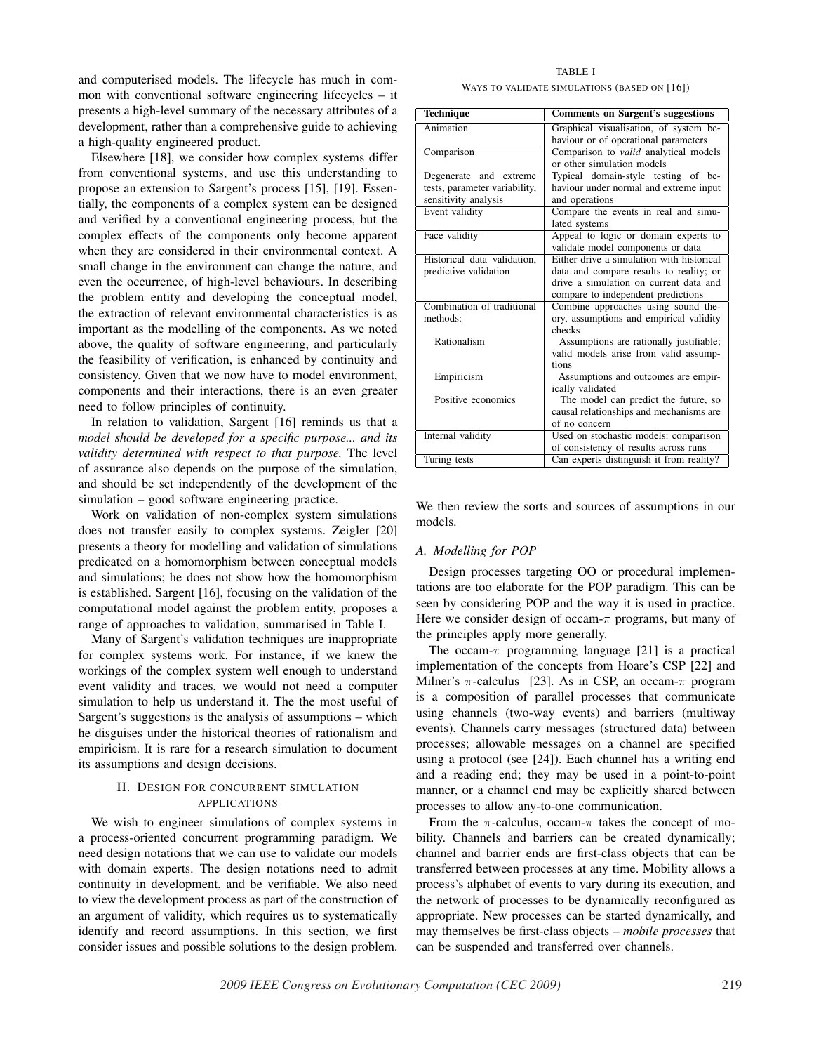and computerised models. The lifecycle has much in common with conventional software engineering lifecycles – it presents a high-level summary of the necessary attributes of a development, rather than a comprehensive guide to achieving a high-quality engineered product.

Elsewhere [18], we consider how complex systems differ from conventional systems, and use this understanding to propose an extension to Sargent's process [15], [19]. Essentially, the components of a complex system can be designed and verified by a conventional engineering process, but the complex effects of the components only become apparent when they are considered in their environmental context. A small change in the environment can change the nature, and even the occurrence, of high-level behaviours. In describing the problem entity and developing the conceptual model, the extraction of relevant environmental characteristics is as important as the modelling of the components. As we noted above, the quality of software engineering, and particularly the feasibility of verification, is enhanced by continuity and consistency. Given that we now have to model environment, components and their interactions, there is an even greater need to follow principles of continuity.

In relation to validation, Sargent [16] reminds us that a *model should be developed for a specific purpose... and its validity determined with respect to that purpose.* The level of assurance also depends on the purpose of the simulation, and should be set independently of the development of the simulation – good software engineering practice.

Work on validation of non-complex system simulations does not transfer easily to complex systems. Zeigler [20] presents a theory for modelling and validation of simulations predicated on a homomorphism between conceptual models and simulations; he does not show how the homomorphism is established. Sargent [16], focusing on the validation of the computational model against the problem entity, proposes a range of approaches to validation, summarised in Table I.

TABLE I
WAYS TO VALIDATE SIMULATIONS (BASED ON [16])

| Technique | Comments on Sargent's suggestions |
|---|---|
| Animation | Graphical visualisation, of system behaviour or of operational parameters |
| Comparison | Comparison to *valid* analytical models or other simulation models |
| Degenerate and extreme tests, parameter variability, sensitivity analysis | Typical domain-style testing of behaviour under normal and extreme input and operations |
| Event validity | Compare the events in real and simulated systems |
| Face validity | Appeal to logic or domain experts to validate model components or data |
| Historical data validation, predictive validation | Either drive a simulation with historical data and compare results to reality; or drive a simulation on current data and compare to independent predictions |
| Combination of traditional methods: | Combine approaches using sound theory, assumptions and empirical validity checks |
| Rationalism | Assumptions are rationally justifiable; valid models arise from valid assumptions |
| Empiricism | Assumptions and outcomes are empirically validated |
| Positive economics | The model can predict the future, so causal relationships and mechanisms are of no concern |
| Internal validity | Used on stochastic models: comparison of consistency of results across runs |
| Turing tests | Can experts distinguish it from reality? |

Many of Sargent's validation techniques are inappropriate for complex systems work. For instance, if we knew the workings of the complex system well enough to understand event validity and traces, we would not need a computer simulation to help us understand it. The the most useful of Sargent's suggestions is the analysis of assumptions – which he disguises under the historical theories of rationalism and empiricism. It is rare for a research simulation to document its assumptions and design decisions.

## II. Design for concurrent simulation applications

We wish to engineer simulations of complex systems in a process-oriented concurrent programming paradigm. We need design notations that we can use to validate our models with domain experts. The design notations need to admit continuity in development, and be verifiable. We also need to view the development process as part of the construction of an argument of validity, which requires us to systematically identify and record assumptions. In this section, we first consider issues and possible solutions to the design problem. We then review the sorts and sources of assumptions in our models.

### A. Modelling for POP

Design processes targeting OO or procedural implementations are too elaborate for the POP paradigm. This can be seen by considering POP and the way it is used in practice. Here we consider design of occam-$\pi$ programs, but many of the principles apply more generally.

The occam-$\pi$ programming language [21] is a practical implementation of the concepts from Hoare's CSP [22] and Milner's $\pi$-calculus [23]. As in CSP, an occam-$\pi$ program is a composition of parallel processes that communicate using channels (two-way events) and barriers (multiway events). Channels carry messages (structured data) between processes; allowable messages on a channel are specified using a protocol (see [24]). Each channel has a writing end and a reading end; they may be used in a point-to-point manner, or a channel end may be explicitly shared between processes to allow any-to-one communication.

From the $\pi$-calculus, occam-$\pi$ takes the concept of mobility. Channels and barriers can be created dynamically; channel and barrier ends are first-class objects that can be transferred between processes at any time. Mobility allows a process's alphabet of events to vary during its execution, and the network of processes to be dynamically reconfigured as appropriate. New processes can be started dynamically, and may themselves be first-class objects – *mobile processes* that can be suspended and transferred over channels.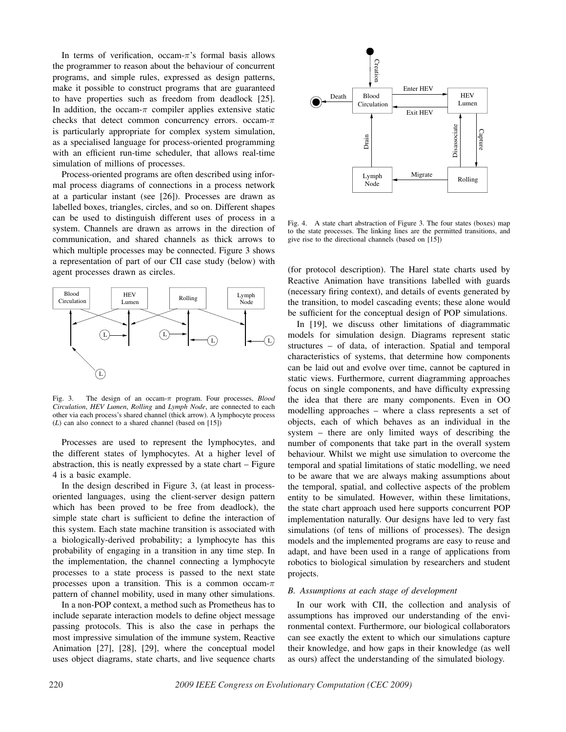In terms of verification, occam-$\pi$'s formal basis allows the programmer to reason about the behaviour of concurrent programs, and simple rules, expressed as design patterns, make it possible to construct programs that are guaranteed to have properties such as freedom from deadlock [25]. In addition, the occam-$\pi$ compiler applies extensive static checks that detect common concurrency errors. occam-$\pi$ is particularly appropriate for complex system simulation, as a specialised language for process-oriented programming with an efficient run-time scheduler, that allows real-time simulation of millions of processes.

Process-oriented programs are often described using informal process diagrams of connections in a process network at a particular instant (see [26]). Processes are drawn as labelled boxes, triangles, circles, and so on. Different shapes can be used to distinguish different uses of process in a system. Channels are drawn as arrows in the direction of communication, and shared channels as thick arrows to which multiple processes may be connected. Figure 3 shows a representation of part of our CII case study (below) with agent processes drawn as circles.

Fig. 3. The design of an occam-$\pi$ program. Four processes, *Blood Circulation*, *HEV Lumen*, *Rolling* and *Lymph Node*, are connected to each other via each process's shared channel (thick arrow). A lymphocyte process (*L*) can also connect to a shared channel (based on [15])

Processes are used to represent the lymphocytes, and the different states of lymphocytes. At a higher level of abstraction, this is neatly expressed by a state chart – Figure 4 is a basic example.

In the design described in Figure 3, (at least in process-oriented languages, using the client-server design pattern which has been proved to be free from deadlock), the simple state chart is sufficient to define the interaction of this system. Each state machine transition is associated with a biologically-derived probability; a lymphocyte has this probability of engaging in a transition in any time step. In the implementation, the channel connecting a lymphocyte processes to a state process is passed to the next state processes upon a transition. This is a common occam-$\pi$ pattern of channel mobility, used in many other simulations.

In a non-POP context, a method such as Prometheus has to include separate interaction models to define object message passing protocols. This is also the case in perhaps the most impressive simulation of the immune system, Reactive Animation [27], [28], [29], where the conceptual model uses object diagrams, state charts, and live sequence charts

Fig. 4. A state chart abstraction of Figure 3. The four states (boxes) map to the state processes. The linking lines are the permitted transitions, and give rise to the directional channels (based on [15])

(for protocol description). The Harel state charts used by Reactive Animation have transitions labelled with guards (necessary firing context), and details of events generated by the transition, to model cascading events; these alone would be sufficient for the conceptual design of POP simulations.

In [19], we discuss other limitations of diagrammatic models for simulation design. Diagrams represent static structures – of data, of interaction. Spatial and temporal characteristics of systems, that determine how components can be laid out and evolve over time, cannot be captured in static views. Furthermore, current diagramming approaches focus on single components, and have difficulty expressing the idea that there are many components. Even in OO modelling approaches – where a class represents a set of objects, each of which behaves as an individual in the system – there are only limited ways of describing the number of components that take part in the overall system behaviour. Whilst we might use simulation to overcome the temporal and spatial limitations of static modelling, we need to be aware that we are always making assumptions about the temporal, spatial, and collective aspects of the problem entity to be simulated. However, within these limitations, the state chart approach used here supports concurrent POP implementation naturally. Our designs have led to very fast simulations (of tens of millions of processes). The design models and the implemented programs are easy to reuse and adapt, and have been used in a range of applications from robotics to biological simulation by researchers and student projects.

### *B. Assumptions at each stage of development*

In our work with CII, the collection and analysis of assumptions has improved our understanding of the environmental context. Furthermore, our biological collaborators can see exactly the extent to which our simulations capture their knowledge, and how gaps in their knowledge (as well as ours) affect the understanding of the simulated biology.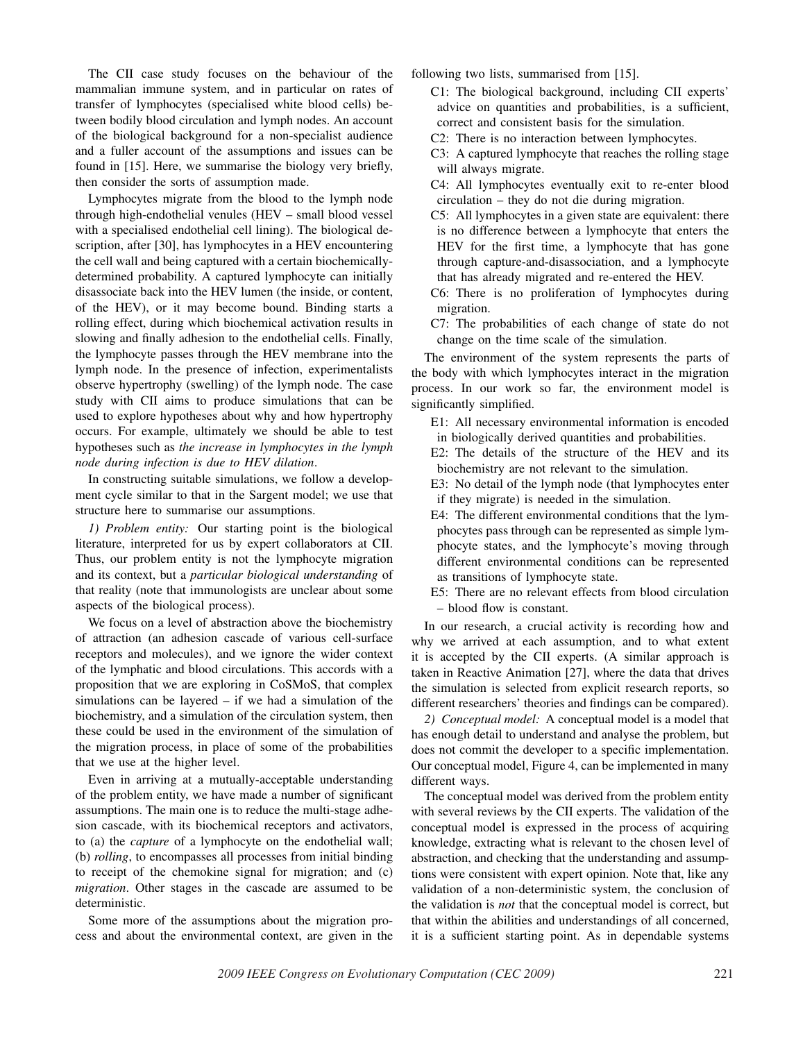The CII case study focuses on the behaviour of the mammalian immune system, and in particular on rates of transfer of lymphocytes (specialised white blood cells) between bodily blood circulation and lymph nodes. An account of the biological background for a non-specialist audience and a fuller account of the assumptions and issues can be found in [15]. Here, we summarise the biology very briefly, then consider the sorts of assumption made.

Lymphocytes migrate from the blood to the lymph node through high-endothelial venules (HEV – small blood vessel with a specialised endothelial cell lining). The biological description, after [30], has lymphocytes in a HEV encountering the cell wall and being captured with a certain biochemically-determined probability. A captured lymphocyte can initially disassociate back into the HEV lumen (the inside, or content, of the HEV), or it may become bound. Binding starts a rolling effect, during which biochemical activation results in slowing and finally adhesion to the endothelial cells. Finally, the lymphocyte passes through the HEV membrane into the lymph node. In the presence of infection, experimentalists observe hypertrophy (swelling) of the lymph node. The case study with CII aims to produce simulations that can be used to explore hypotheses about why and how hypertrophy occurs. For example, ultimately we should be able to test hypotheses such as *the increase in lymphocytes in the lymph node during infection is due to HEV dilation*.

In constructing suitable simulations, we follow a development cycle similar to that in the Sargent model; we use that structure here to summarise our assumptions.

*1) Problem entity:* Our starting point is the biological literature, interpreted for us by expert collaborators at CII. Thus, our problem entity is not the lymphocyte migration and its context, but a *particular biological understanding* of that reality (note that immunologists are unclear about some aspects of the biological process).

We focus on a level of abstraction above the biochemistry of attraction (an adhesion cascade of various cell-surface receptors and molecules), and we ignore the wider context of the lymphatic and blood circulations. This accords with a proposition that we are exploring in CoSMoS, that complex simulations can be layered – if we had a simulation of the biochemistry, and a simulation of the circulation system, then these could be used in the environment of the simulation of the migration process, in place of some of the probabilities that we use at the higher level.

Even in arriving at a mutually-acceptable understanding of the problem entity, we have made a number of significant assumptions. The main one is to reduce the multi-stage adhesion cascade, with its biochemical receptors and activators, to (a) the *capture* of a lymphocyte on the endothelial wall; (b) *rolling*, to encompasses all processes from initial binding to receipt of the chemokine signal for migration; and (c) *migration*. Other stages in the cascade are assumed to be deterministic.

Some more of the assumptions about the migration process and about the environmental context, are given in the following two lists, summarised from [15].

- C1: The biological background, including CII experts' advice on quantities and probabilities, is a sufficient, correct and consistent basis for the simulation.
- C2: There is no interaction between lymphocytes.
- C3: A captured lymphocyte that reaches the rolling stage will always migrate.
- C4: All lymphocytes eventually exit to re-enter blood circulation – they do not die during migration.
- C5: All lymphocytes in a given state are equivalent: there is no difference between a lymphocyte that enters the HEV for the first time, a lymphocyte that has gone through capture-and-disassociation, and a lymphocyte that has already migrated and re-entered the HEV.
- C6: There is no proliferation of lymphocytes during migration.
- C7: The probabilities of each change of state do not change on the time scale of the simulation.

The environment of the system represents the parts of the body with which lymphocytes interact in the migration process. In our work so far, the environment model is significantly simplified.

- E1: All necessary environmental information is encoded in biologically derived quantities and probabilities.
- E2: The details of the structure of the HEV and its biochemistry are not relevant to the simulation.
- E3: No detail of the lymph node (that lymphocytes enter if they migrate) is needed in the simulation.
- E4: The different environmental conditions that the lymphocytes pass through can be represented as simple lymphocyte states, and the lymphocyte's moving through different environmental conditions can be represented as transitions of lymphocyte state.
- E5: There are no relevant effects from blood circulation – blood flow is constant.

In our research, a crucial activity is recording how and why we arrived at each assumption, and to what extent it is accepted by the CII experts. (A similar approach is taken in Reactive Animation [27], where the data that drives the simulation is selected from explicit research reports, so different researchers' theories and findings can be compared).

*2) Conceptual model:* A conceptual model is a model that has enough detail to understand and analyse the problem, but does not commit the developer to a specific implementation. Our conceptual model, Figure 4, can be implemented in many different ways.

The conceptual model was derived from the problem entity with several reviews by the CII experts. The validation of the conceptual model is expressed in the process of acquiring knowledge, extracting what is relevant to the chosen level of abstraction, and checking that the understanding and assumptions were consistent with expert opinion. Note that, like any validation of a non-deterministic system, the conclusion of the validation is *not* that the conceptual model is correct, but that within the abilities and understandings of all concerned, it is a sufficient starting point. As in dependable systems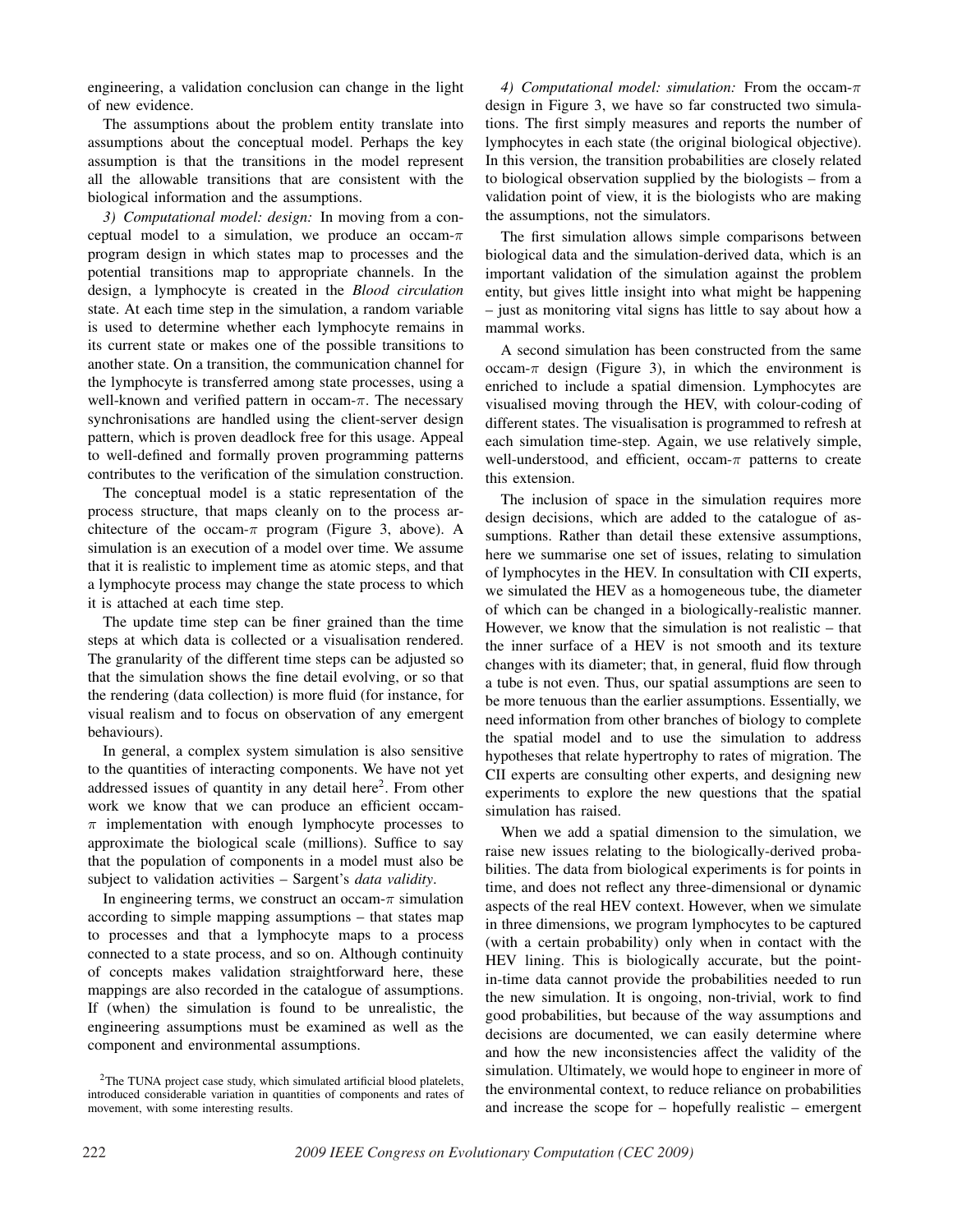engineering, a validation conclusion can change in the light of new evidence.

The assumptions about the problem entity translate into assumptions about the conceptual model. Perhaps the key assumption is that the transitions in the model represent all the allowable transitions that are consistent with the biological information and the assumptions.

*3) Computational model: design:* In moving from a conceptual model to a simulation, we produce an occam-$\pi$ program design in which states map to processes and the potential transitions map to appropriate channels. In the design, a lymphocyte is created in the *Blood circulation* state. At each time step in the simulation, a random variable is used to determine whether each lymphocyte remains in its current state or makes one of the possible transitions to another state. On a transition, the communication channel for the lymphocyte is transferred among state processes, using a well-known and verified pattern in occam-$\pi$. The necessary synchronisations are handled using the client-server design pattern, which is proven deadlock free for this usage. Appeal to well-defined and formally proven programming patterns contributes to the verification of the simulation construction.

The conceptual model is a static representation of the process structure, that maps cleanly on to the process architecture of the occam-$\pi$ program (Figure 3, above). A simulation is an execution of a model over time. We assume that it is realistic to implement time as atomic steps, and that a lymphocyte process may change the state process to which it is attached at each time step.

The update time step can be finer grained than the time steps at which data is collected or a visualisation rendered. The granularity of the different time steps can be adjusted so that the simulation shows the fine detail evolving, or so that the rendering (data collection) is more fluid (for instance, for visual realism and to focus on observation of any emergent behaviours).

In general, a complex system simulation is also sensitive to the quantities of interacting components. We have not yet addressed issues of quantity in any detail here[2]. From other work we know that we can produce an efficient occam-$\pi$ implementation with enough lymphocyte processes to approximate the biological scale (millions). Suffice to say that the population of components in a model must also be subject to validation activities – Sargent's *data validity*.

In engineering terms, we construct an occam-$\pi$ simulation according to simple mapping assumptions – that states map to processes and that a lymphocyte maps to a process connected to a state process, and so on. Although continuity of concepts makes validation straightforward here, these mappings are also recorded in the catalogue of assumptions. If (when) the simulation is found to be unrealistic, the engineering assumptions must be examined as well as the component and environmental assumptions.

[2]The TUNA project case study, which simulated artificial blood platelets, introduced considerable variation in quantities of components and rates of movement, with some interesting results.

*4) Computational model: simulation:* From the occam-$\pi$ design in Figure 3, we have so far constructed two simulations. The first simply measures and reports the number of lymphocytes in each state (the original biological objective). In this version, the transition probabilities are closely related to biological observation supplied by the biologists – from a validation point of view, it is the biologists who are making the assumptions, not the simulators.

The first simulation allows simple comparisons between biological data and the simulation-derived data, which is an important validation of the simulation against the problem entity, but gives little insight into what might be happening – just as monitoring vital signs has little to say about how a mammal works.

A second simulation has been constructed from the same occam-$\pi$ design (Figure 3), in which the environment is enriched to include a spatial dimension. Lymphocytes are visualised moving through the HEV, with colour-coding of different states. The visualisation is programmed to refresh at each simulation time-step. Again, we use relatively simple, well-understood, and efficient, occam-$\pi$ patterns to create this extension.

The inclusion of space in the simulation requires more design decisions, which are added to the catalogue of assumptions. Rather than detail these extensive assumptions, here we summarise one set of issues, relating to simulation of lymphocytes in the HEV. In consultation with CII experts, we simulated the HEV as a homogeneous tube, the diameter of which can be changed in a biologically-realistic manner. However, we know that the simulation is not realistic – that the inner surface of a HEV is not smooth and its texture changes with its diameter; that, in general, fluid flow through a tube is not even. Thus, our spatial assumptions are seen to be more tenuous than the earlier assumptions. Essentially, we need information from other branches of biology to complete the spatial model and to use the simulation to address hypotheses that relate hypertrophy to rates of migration. The CII experts are consulting other experts, and designing new experiments to explore the new questions that the spatial simulation has raised.

When we add a spatial dimension to the simulation, we raise new issues relating to the biologically-derived probabilities. The data from biological experiments is for points in time, and does not reflect any three-dimensional or dynamic aspects of the real HEV context. However, when we simulate in three dimensions, we program lymphocytes to be captured (with a certain probability) only when in contact with the HEV lining. This is biologically accurate, but the point-in-time data cannot provide the probabilities needed to run the new simulation. It is ongoing, non-trivial, work to find good probabilities, but because of the way assumptions and decisions are documented, we can easily determine where and how the new inconsistencies affect the validity of the simulation. Ultimately, we would hope to engineer in more of the environmental context, to reduce reliance on probabilities and increase the scope for – hopefully realistic – emergent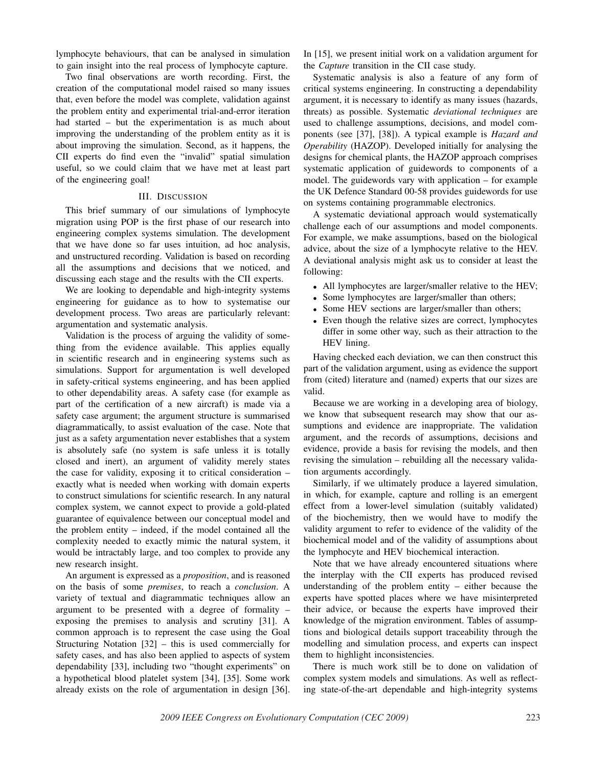lymphocyte behaviours, that can be analysed in simulation to gain insight into the real process of lymphocyte capture.

Two final observations are worth recording. First, the creation of the computational model raised so many issues that, even before the model was complete, validation against the problem entity and experimental trial-and-error iteration had started – but the experimentation is as much about improving the understanding of the problem entity as it is about improving the simulation. Second, as it happens, the CII experts do find even the "invalid" spatial simulation useful, so we could claim that we have met at least part of the engineering goal!

## III. Discussion

This brief summary of our simulations of lymphocyte migration using POP is the first phase of our research into engineering complex systems simulation. The development that we have done so far uses intuition, ad hoc analysis, and unstructured recording. Validation is based on recording all the assumptions and decisions that we noticed, and discussing each stage and the results with the CII experts.

We are looking to dependable and high-integrity systems engineering for guidance as to how to systematise our development process. Two areas are particularly relevant: argumentation and systematic analysis.

Validation is the process of arguing the validity of something from the evidence available. This applies equally in scientific research and in engineering systems such as simulations. Support for argumentation is well developed in safety-critical systems engineering, and has been applied to other dependability areas. A safety case (for example as part of the certification of a new aircraft) is made via a safety case argument; the argument structure is summarised diagrammatically, to assist evaluation of the case. Note that just as a safety argumentation never establishes that a system is absolutely safe (no system is safe unless it is totally closed and inert), an argument of validity merely states the case for validity, exposing it to critical consideration – exactly what is needed when working with domain experts to construct simulations for scientific research. In any natural complex system, we cannot expect to provide a gold-plated guarantee of equivalence between our conceptual model and the problem entity – indeed, if the model contained all the complexity needed to exactly mimic the natural system, it would be intractably large, and too complex to provide any new research insight.

An argument is expressed as a *proposition*, and is reasoned on the basis of some *premises*, to reach a *conclusion*. A variety of textual and diagrammatic techniques allow an argument to be presented with a degree of formality – exposing the premises to analysis and scrutiny [31]. A common approach is to represent the case using the Goal Structuring Notation [32] – this is used commercially for safety cases, and has also been applied to aspects of system dependability [33], including two "thought experiments" on a hypothetical blood platelet system [34], [35]. Some work already exists on the role of argumentation in design [36]. In [15], we present initial work on a validation argument for the *Capture* transition in the CII case study.

Systematic analysis is also a feature of any form of critical systems engineering. In constructing a dependability argument, it is necessary to identify as many issues (hazards, threats) as possible. Systematic *deviational techniques* are used to challenge assumptions, decisions, and model components (see [37], [38]). A typical example is *Hazard and Operability* (HAZOP). Developed initially for analysing the designs for chemical plants, the HAZOP approach comprises systematic application of guidewords to components of a model. The guidewords vary with application – for example the UK Defence Standard 00-58 provides guidewords for use on systems containing programmable electronics.

A systematic deviational approach would systematically challenge each of our assumptions and model components. For example, we make assumptions, based on the biological advice, about the size of a lymphocyte relative to the HEV. A deviational analysis might ask us to consider at least the following:

- All lymphocytes are larger/smaller relative to the HEV;
- Some lymphocytes are larger/smaller than others;
- Some HEV sections are larger/smaller than others;
- Even though the relative sizes are correct, lymphocytes differ in some other way, such as their attraction to the HEV lining.

Having checked each deviation, we can then construct this part of the validation argument, using as evidence the support from (cited) literature and (named) experts that our sizes are valid.

Because we are working in a developing area of biology, we know that subsequent research may show that our assumptions and evidence are inappropriate. The validation argument, and the records of assumptions, decisions and evidence, provide a basis for revising the models, and then revising the simulation – rebuilding all the necessary validation arguments accordingly.

Similarly, if we ultimately produce a layered simulation, in which, for example, capture and rolling is an emergent effect from a lower-level simulation (suitably validated) of the biochemistry, then we would have to modify the validity argument to refer to evidence of the validity of the biochemical model and of the validity of assumptions about the lymphocyte and HEV biochemical interaction.

Note that we have already encountered situations where the interplay with the CII experts has produced revised understanding of the problem entity – either because the experts have spotted places where we have misinterpreted their advice, or because the experts have improved their knowledge of the migration environment. Tables of assumptions and biological details support traceability through the modelling and simulation process, and experts can inspect them to highlight inconsistencies.

There is much work still be to done on validation of complex system models and simulations. As well as reflecting state-of-the-art dependable and high-integrity systems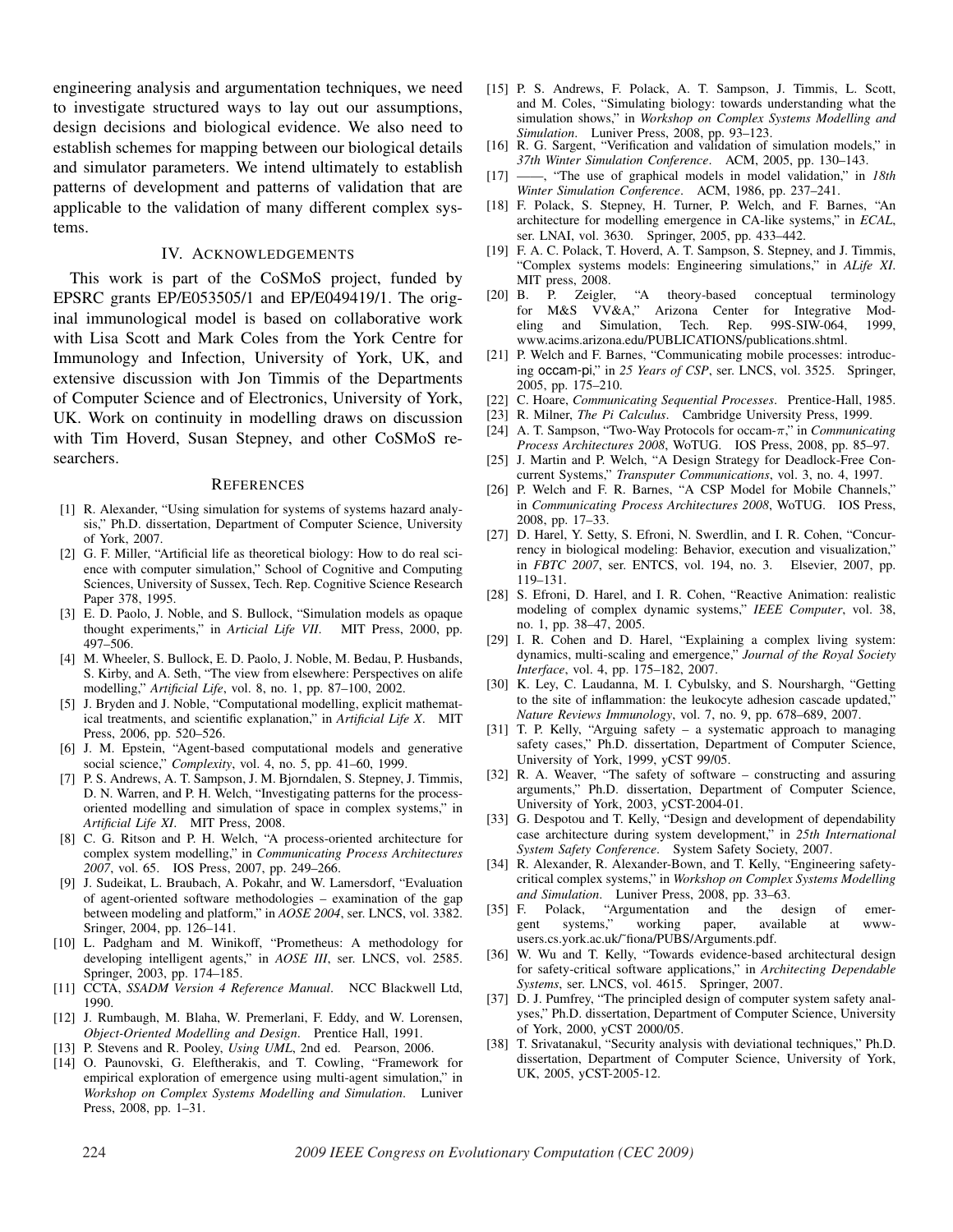engineering analysis and argumentation techniques, we need to investigate structured ways to lay out our assumptions, design decisions and biological evidence. We also need to establish schemes for mapping between our biological details and simulator parameters. We intend ultimately to establish patterns of development and patterns of validation that are applicable to the validation of many different complex systems.

## IV. Acknowledgements

This work is part of the CoSMoS project, funded by EPSRC grants EP/E053505/1 and EP/E049419/1. The original immunological model is based on collaborative work with Lisa Scott and Mark Coles from the York Centre for Immunology and Infection, University of York, UK, and extensive discussion with Jon Timmis of the Departments of Computer Science and of Electronics, University of York, UK. Work on continuity in modelling draws on discussion with Tim Hoverd, Susan Stepney, and other CoSMoS researchers.

## References

[1] R. Alexander, "Using simulation for systems of systems hazard analysis," Ph.D. dissertation, Department of Computer Science, University of York, 2007.

[2] G. F. Miller, "Artificial life as theoretical biology: How to do real science with computer simulation," School of Cognitive and Computing Sciences, University of Sussex, Tech. Rep. Cognitive Science Research Paper 378, 1995.

[3] E. D. Paolo, J. Noble, and S. Bullock, "Simulation models as opaque thought experiments," in *Articial Life VII*. MIT Press, 2000, pp. 497–506.

[4] M. Wheeler, S. Bullock, E. D. Paolo, J. Noble, M. Bedau, P. Husbands, S. Kirby, and A. Seth, "The view from elsewhere: Perspectives on alife modelling," *Artificial Life*, vol. 8, no. 1, pp. 87–100, 2002.

[5] J. Bryden and J. Noble, "Computational modelling, explicit mathematical treatments, and scientific explanation," in *Artificial Life X*. MIT Press, 2006, pp. 520–526.

[6] J. M. Epstein, "Agent-based computational models and generative social science," *Complexity*, vol. 4, no. 5, pp. 41–60, 1999.

[7] P. S. Andrews, A. T. Sampson, J. M. Bjorndalen, S. Stepney, J. Timmis, D. N. Warren, and P. H. Welch, "Investigating patterns for the process-oriented modelling and simulation of space in complex systems," in *Artificial Life XI*. MIT Press, 2008.

[8] C. G. Ritson and P. H. Welch, "A process-oriented architecture for complex system modelling," in *Communicating Process Architectures 2007*, vol. 65. IOS Press, 2007, pp. 249–266.

[9] J. Sudeikat, L. Braubach, A. Pokahr, and W. Lamersdorf, "Evaluation of agent-oriented software methodologies – examination of the gap between modeling and platform," in *AOSE 2004*, ser. LNCS, vol. 3382. Sringer, 2004, pp. 126–141.

[10] L. Padgham and M. Winikoff, "Prometheus: A methodology for developing intelligent agents," in *AOSE III*, ser. LNCS, vol. 2585. Springer, 2003, pp. 174–185.

[11] CCTA, *SSADM Version 4 Reference Manual*. NCC Blackwell Ltd, 1990.

[12] J. Rumbaugh, M. Blaha, W. Premerlani, F. Eddy, and W. Lorensen, *Object-Oriented Modelling and Design*. Prentice Hall, 1991.

[13] P. Stevens and R. Pooley, *Using UML*, 2nd ed. Pearson, 2006.

[14] O. Paunovski, G. Eleftherakis, and T. Cowling, "Framework for empirical exploration of emergence using multi-agent simulation," in *Workshop on Complex Systems Modelling and Simulation*. Luniver Press, 2008, pp. 1–31.

[15] P. S. Andrews, F. Polack, A. T. Sampson, J. Timmis, L. Scott, and M. Coles, "Simulating biology: towards understanding what the simulation shows," in *Workshop on Complex Systems Modelling and Simulation*. Luniver Press, 2008, pp. 93–123.

[16] R. G. Sargent, "Verification and validation of simulation models," in *37th Winter Simulation Conference*. ACM, 2005, pp. 130–143.

[17] ——, "The use of graphical models in model validation," in *18th Winter Simulation Conference*. ACM, 1986, pp. 237–241.

[18] F. Polack, S. Stepney, H. Turner, P. Welch, and F. Barnes, "An architecture for modelling emergence in CA-like systems," in *ECAL*, ser. LNAI, vol. 3630. Springer, 2005, pp. 433–442.

[19] F. A. C. Polack, T. Hoverd, A. T. Sampson, S. Stepney, and J. Timmis, "Complex systems models: Engineering simulations," in *ALife XI*. MIT press, 2008.

[20] B. P. Zeigler, "A theory-based conceptual terminology for M&S VV&A," Arizona Center for Integrative Modeling and Simulation, Tech. Rep. 99S-SIW-064, 1999, www.acims.arizona.edu/PUBLICATIONS/publications.shtml.

[21] P. Welch and F. Barnes, "Communicating mobile processes: introducing occam-pi," in *25 Years of CSP*, ser. LNCS, vol. 3525. Springer, 2005, pp. 175–210.

[22] C. Hoare, *Communicating Sequential Processes*. Prentice-Hall, 1985.

[23] R. Milner, *The Pi Calculus*. Cambridge University Press, 1999.

[24] A. T. Sampson, "Two-Way Protocols for occam-$\pi$," in *Communicating Process Architectures 2008*, WoTUG. IOS Press, 2008, pp. 85–97.

[25] J. Martin and P. Welch, "A Design Strategy for Deadlock-Free Concurrent Systems," *Transputer Communications*, vol. 3, no. 4, 1997.

[26] P. Welch and F. R. Barnes, "A CSP Model for Mobile Channels," in *Communicating Process Architectures 2008*, WoTUG. IOS Press, 2008, pp. 17–33.

[27] D. Harel, Y. Setty, S. Efroni, N. Swerdlin, and I. R. Cohen, "Concurrency in biological modeling: Behavior, execution and visualization," in *FBTC 2007*, ser. ENTCS, vol. 194, no. 3. Elsevier, 2007, pp. 119–131.

[28] S. Efroni, D. Harel, and I. R. Cohen, "Reactive Animation: realistic modeling of complex dynamic systems," *IEEE Computer*, vol. 38, no. 1, pp. 38–47, 2005.

[29] I. R. Cohen and D. Harel, "Explaining a complex living system: dynamics, multi-scaling and emergence," *Journal of the Royal Society Interface*, vol. 4, pp. 175–182, 2007.

[30] K. Ley, C. Laudanna, M. I. Cybulsky, and S. Nourshargh, "Getting to the site of inflammation: the leukocyte adhesion cascade updated," *Nature Reviews Immunology*, vol. 7, no. 9, pp. 678–689, 2007.

[31] T. P. Kelly, "Arguing safety – a systematic approach to managing safety cases," Ph.D. dissertation, Department of Computer Science, University of York, 1999, yCST 99/05.

[32] R. A. Weaver, "The safety of software – constructing and assuring arguments," Ph.D. dissertation, Department of Computer Science, University of York, 2003, yCST-2004-01.

[33] G. Despotou and T. Kelly, "Design and development of dependability case architecture during system development," in *25th International System Safety Conference*. System Safety Society, 2007.

[34] R. Alexander, R. Alexander-Bown, and T. Kelly, "Engineering safety-critical complex systems," in *Workshop on Complex Systems Modelling and Simulation*. Luniver Press, 2008, pp. 33–63.

[35] F. Polack, "Argumentation and the design of emergent systems," working paper, available at www-users.cs.york.ac.uk/˜fiona/PUBS/Arguments.pdf.

[36] W. Wu and T. Kelly, "Towards evidence-based architectural design for safety-critical software applications," in *Architecting Dependable Systems*, ser. LNCS, vol. 4615. Springer, 2007.

[37] D. J. Pumfrey, "The principled design of computer system safety analyses," Ph.D. dissertation, Department of Computer Science, University of York, 2000, yCST 2000/05.

[38] T. Srivatanakul, "Security analysis with deviational techniques," Ph.D. dissertation, Department of Computer Science, University of York, UK, 2005, yCST-2005-12.